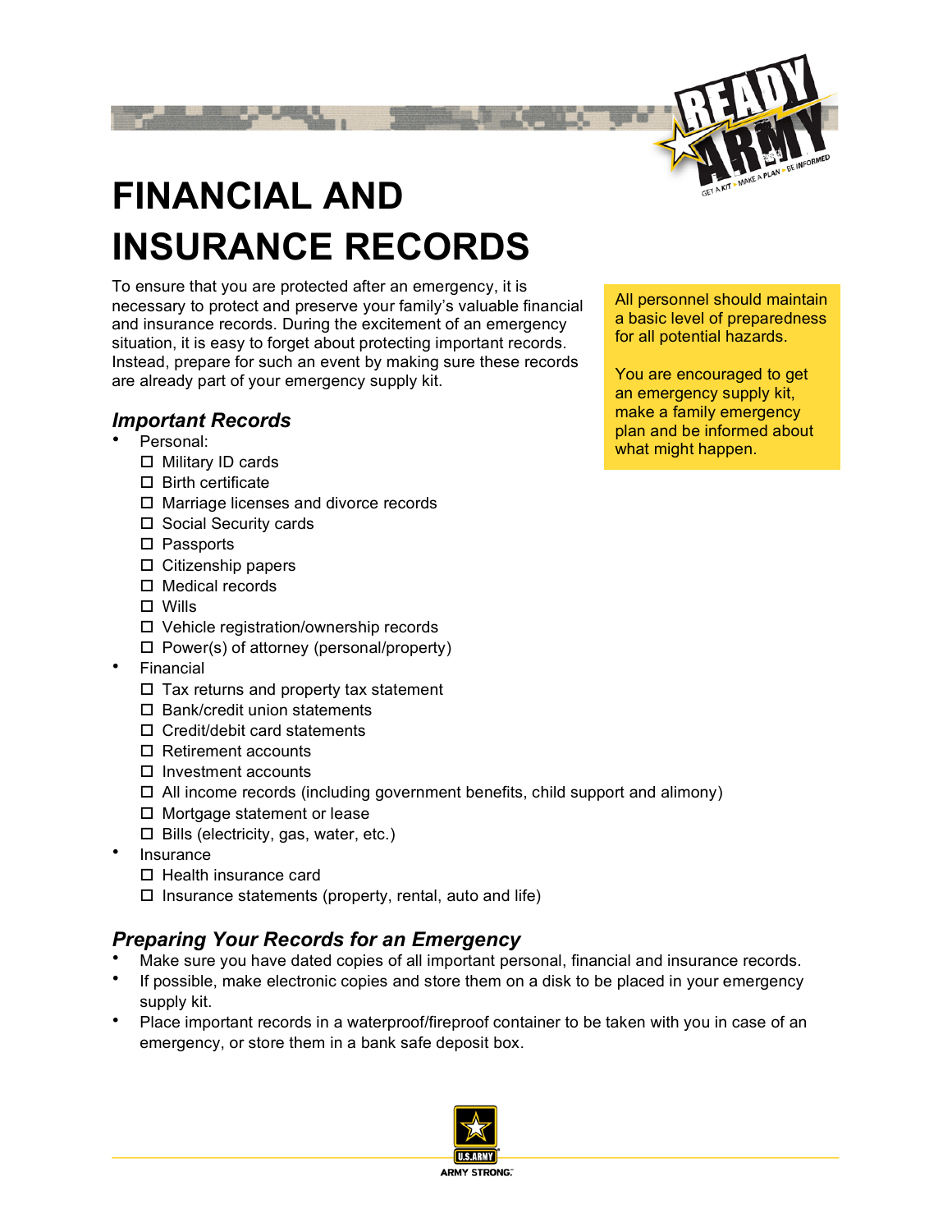# FINANCIAL AND INSURANCE RECORDS

To ensure that you are protected after an emergency, it is necessary to protect and preserve your family's valuable financial and insurance records. During the excitement of an emergency situation, it is easy to forget about protecting important records. Instead, prepare for such an event by making sure these records are already part of your emergency supply kit.

All personnel should maintain a basic level of preparedness for all potential hazards.

You are encouraged to get an emergency supply kit, make a family emergency plan and be informed about what might happen.

## *Important Records*

- Personal:
  - ☐ Military ID cards
  - ☐ Birth certificate
  - ☐ Marriage licenses and divorce records
  - ☐ Social Security cards
  - ☐ Passports
  - ☐ Citizenship papers
  - ☐ Medical records
  - ☐ Wills
  - ☐ Vehicle registration/ownership records
  - ☐ Power(s) of attorney (personal/property)
- Financial
  - ☐ Tax returns and property tax statement
  - ☐ Bank/credit union statements
  - ☐ Credit/debit card statements
  - ☐ Retirement accounts
  - ☐ Investment accounts
  - ☐ All income records (including government benefits, child support and alimony)
  - ☐ Mortgage statement or lease
  - ☐ Bills (electricity, gas, water, etc.)
- Insurance
  - ☐ Health insurance card
  - ☐ Insurance statements (property, rental, auto and life)

## *Preparing Your Records for an Emergency*

- Make sure you have dated copies of all important personal, financial and insurance records.
- If possible, make electronic copies and store them on a disk to be placed in your emergency supply kit.
- Place important records in a waterproof/fireproof container to be taken with you in case of an emergency, or store them in a bank safe deposit box.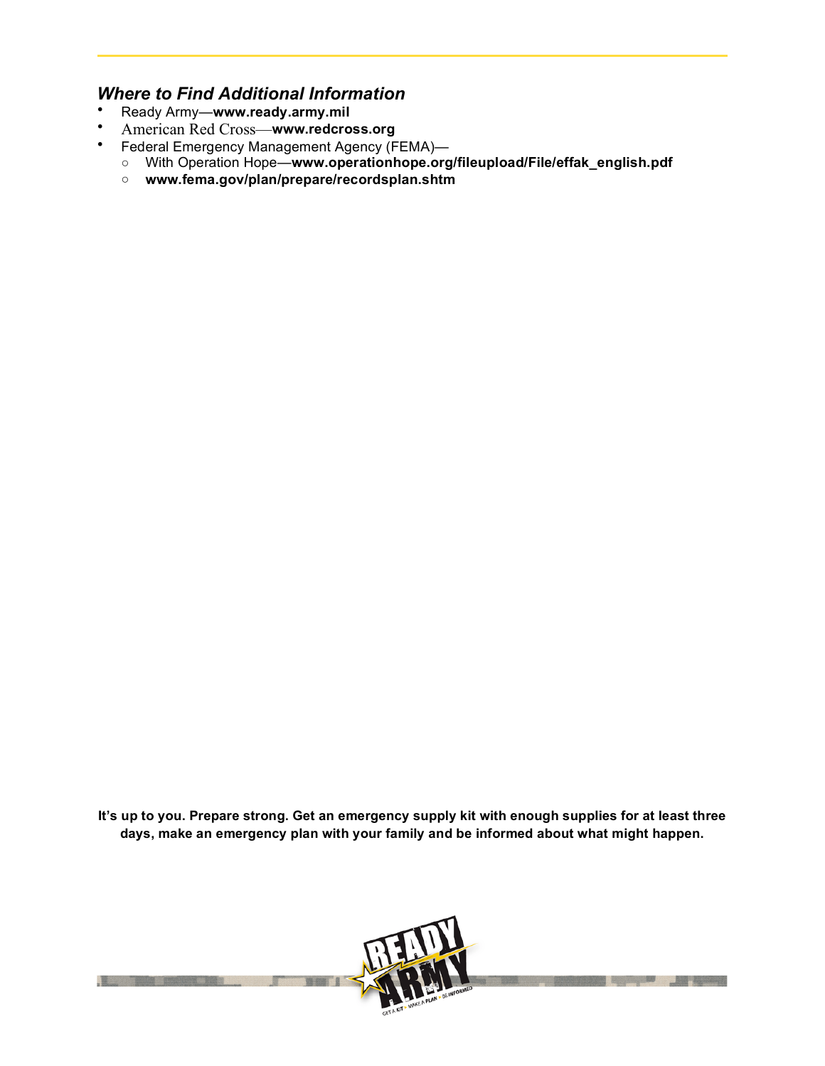### *Where to Find Additional Information*

- Ready Army—**www.ready.army.mil**
- American Red Cross—**www.redcross.org**
- Federal Emergency Management Agency (FEMA)—
    - With Operation Hope—**www.operationhope.org/fileupload/File/effak_english.pdf**
    - **www.fema.gov/plan/prepare/recordsplan.shtm**

**It's up to you. Prepare strong. Get an emergency supply kit with enough supplies for at least three days, make an emergency plan with your family and be informed about what might happen.**